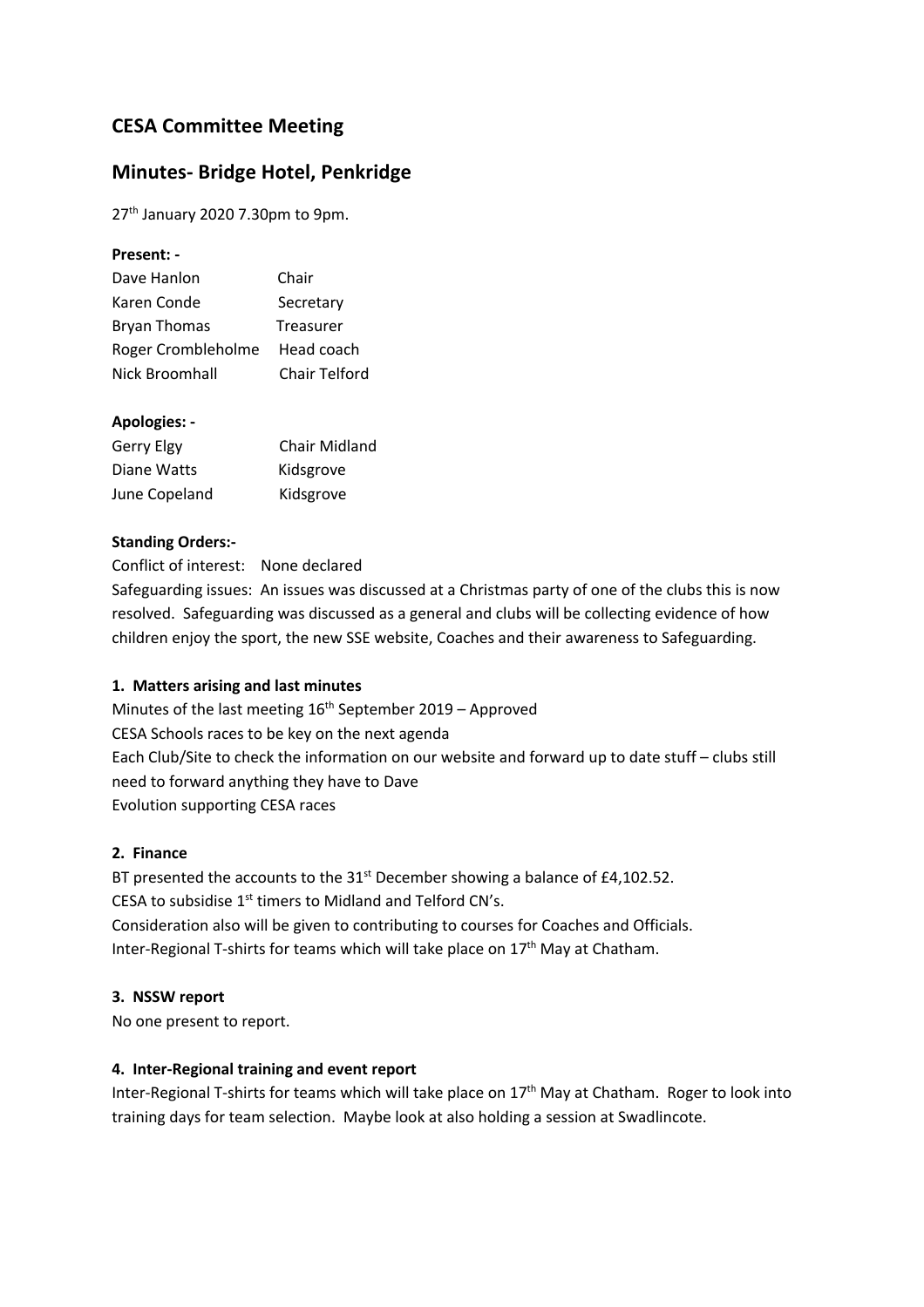# CESA Committee Meeting

# Minutes- Bridge Hotel, Penkridge

27th January 2020 7.30pm to 9pm.

**Present: -**

| | |
|---|---|
| Dave Hanlon | Chair |
| Karen Conde | Secretary |
| Bryan Thomas | Treasurer |
| Roger Crombleholme | Head coach |
| Nick Broomhall | Chair Telford |

**Apologies: -**

| | |
|---|---|
| Gerry Elgy | Chair Midland |
| Diane Watts | Kidsgrove |
| June Copeland | Kidsgrove |

**Standing Orders:-**

Conflict of interest: None declared

Safeguarding issues: An issues was discussed at a Christmas party of one of the clubs this is now resolved. Safeguarding was discussed as a general and clubs will be collecting evidence of how children enjoy the sport, the new SSE website, Coaches and their awareness to Safeguarding.

**1. Matters arising and last minutes**

Minutes of the last meeting 16th September 2019 – Approved

CESA Schools races to be key on the next agenda

Each Club/Site to check the information on our website and forward up to date stuff – clubs still need to forward anything they have to Dave

Evolution supporting CESA races

**2. Finance**

BT presented the accounts to the 31st December showing a balance of £4,102.52.

CESA to subsidise 1st timers to Midland and Telford CN's.

Consideration also will be given to contributing to courses for Coaches and Officials.

Inter-Regional T-shirts for teams which will take place on 17th May at Chatham.

**3. NSSW report**

No one present to report.

**4. Inter-Regional training and event report**

Inter-Regional T-shirts for teams which will take place on 17th May at Chatham. Roger to look into training days for team selection. Maybe look at also holding a session at Swadlincote.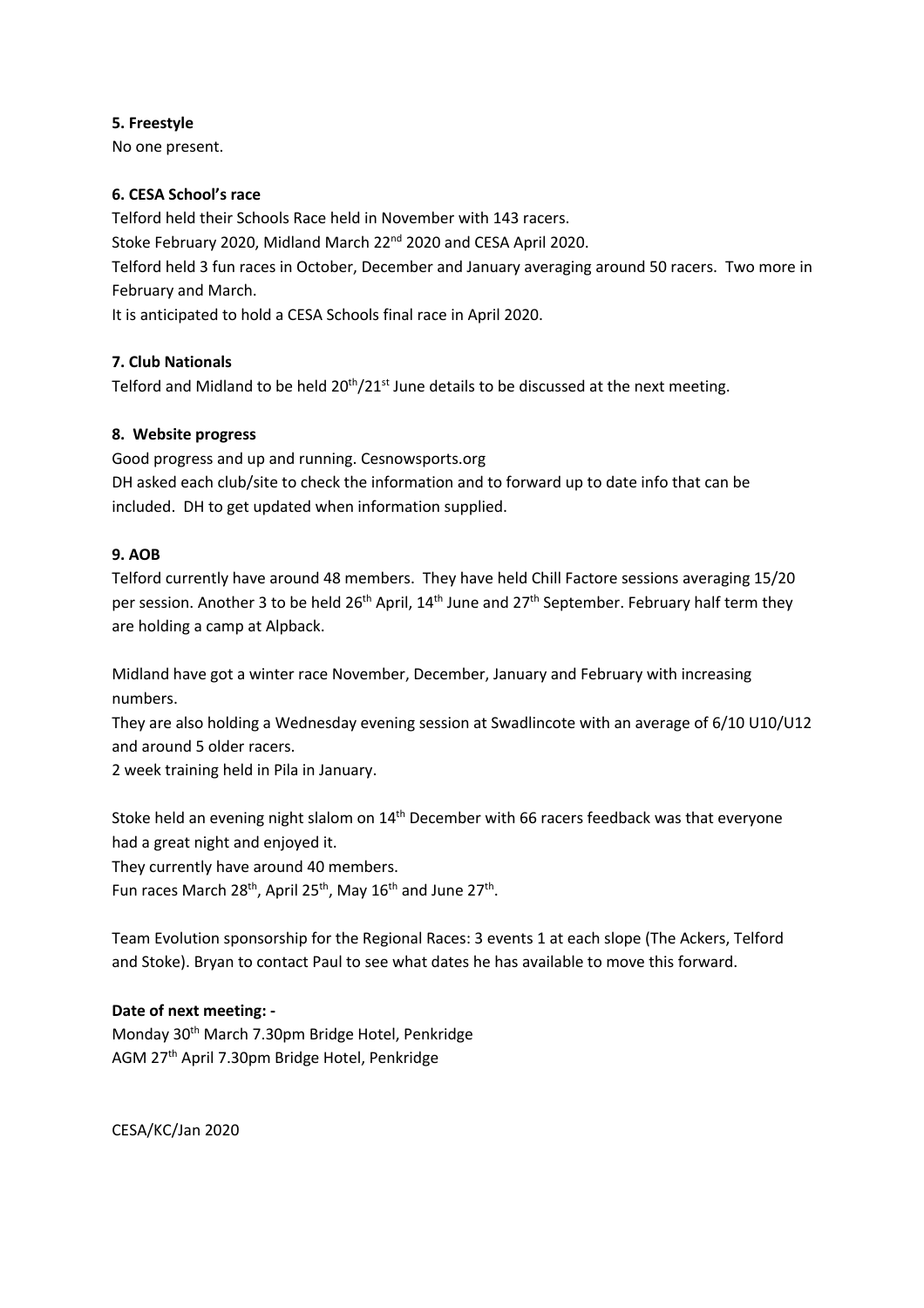**5. Freestyle**

No one present.

**6. CESA School's race**

Telford held their Schools Race held in November with 143 racers.
Stoke February 2020, Midland March 22nd 2020 and CESA April 2020.
Telford held 3 fun races in October, December and January averaging around 50 racers. Two more in February and March.
It is anticipated to hold a CESA Schools final race in April 2020.

**7. Club Nationals**

Telford and Midland to be held 20th/21st June details to be discussed at the next meeting.

**8. Website progress**

Good progress and up and running. Cesnowsports.org
DH asked each club/site to check the information and to forward up to date info that can be included. DH to get updated when information supplied.

**9. AOB**

Telford currently have around 48 members. They have held Chill Factore sessions averaging 15/20 per session. Another 3 to be held 26th April, 14th June and 27th September. February half term they are holding a camp at Alpback.

Midland have got a winter race November, December, January and February with increasing numbers.
They are also holding a Wednesday evening session at Swadlincote with an average of 6/10 U10/U12 and around 5 older racers.
2 week training held in Pila in January.

Stoke held an evening night slalom on 14th December with 66 racers feedback was that everyone had a great night and enjoyed it.
They currently have around 40 members.
Fun races March 28th, April 25th, May 16th and June 27th.

Team Evolution sponsorship for the Regional Races: 3 events 1 at each slope (The Ackers, Telford and Stoke). Bryan to contact Paul to see what dates he has available to move this forward.

**Date of next meeting: -**

Monday 30th March 7.30pm Bridge Hotel, Penkridge
AGM 27th April 7.30pm Bridge Hotel, Penkridge

CESA/KC/Jan 2020